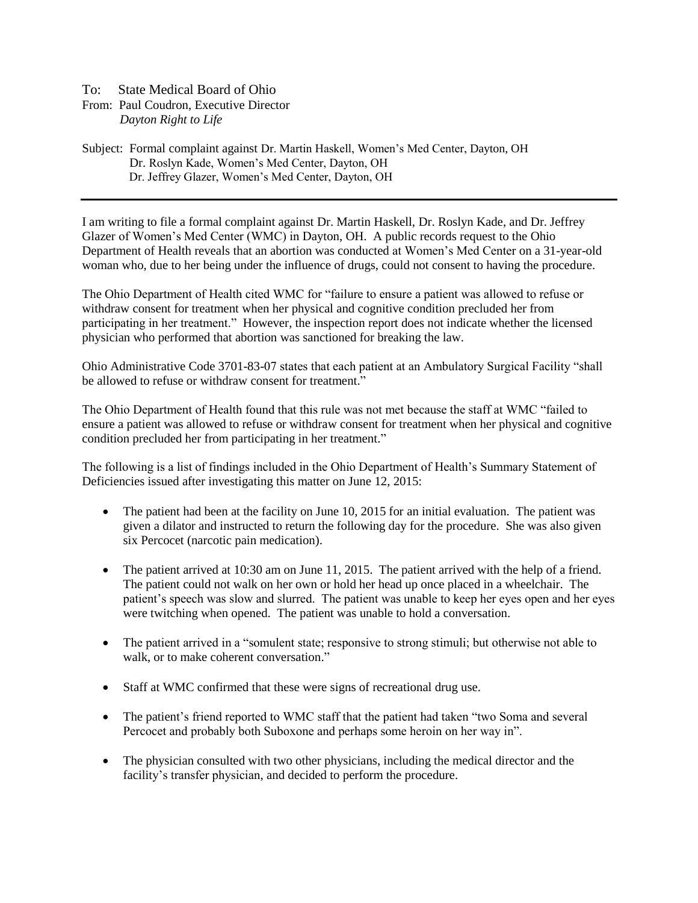To: State Medical Board of Ohio
From: Paul Coudron, Executive Director
*Dayton Right to Life*

Subject: Formal complaint against Dr. Martin Haskell, Women's Med Center, Dayton, OH
Dr. Roslyn Kade, Women's Med Center, Dayton, OH
Dr. Jeffrey Glazer, Women's Med Center, Dayton, OH

---

I am writing to file a formal complaint against Dr. Martin Haskell, Dr. Roslyn Kade, and Dr. Jeffrey Glazer of Women's Med Center (WMC) in Dayton, OH. A public records request to the Ohio Department of Health reveals that an abortion was conducted at Women's Med Center on a 31-year-old woman who, due to her being under the influence of drugs, could not consent to having the procedure.

The Ohio Department of Health cited WMC for "failure to ensure a patient was allowed to refuse or withdraw consent for treatment when her physical and cognitive condition precluded her from participating in her treatment." However, the inspection report does not indicate whether the licensed physician who performed that abortion was sanctioned for breaking the law.

Ohio Administrative Code 3701-83-07 states that each patient at an Ambulatory Surgical Facility "shall be allowed to refuse or withdraw consent for treatment."

The Ohio Department of Health found that this rule was not met because the staff at WMC "failed to ensure a patient was allowed to refuse or withdraw consent for treatment when her physical and cognitive condition precluded her from participating in her treatment."

The following is a list of findings included in the Ohio Department of Health's Summary Statement of Deficiencies issued after investigating this matter on June 12, 2015:

- The patient had been at the facility on June 10, 2015 for an initial evaluation. The patient was given a dilator and instructed to return the following day for the procedure. She was also given six Percocet (narcotic pain medication).
- The patient arrived at 10:30 am on June 11, 2015. The patient arrived with the help of a friend. The patient could not walk on her own or hold her head up once placed in a wheelchair. The patient's speech was slow and slurred. The patient was unable to keep her eyes open and her eyes were twitching when opened. The patient was unable to hold a conversation.
- The patient arrived in a "somulent state; responsive to strong stimuli; but otherwise not able to walk, or to make coherent conversation."
- Staff at WMC confirmed that these were signs of recreational drug use.
- The patient's friend reported to WMC staff that the patient had taken "two Soma and several Percocet and probably both Suboxone and perhaps some heroin on her way in".
- The physician consulted with two other physicians, including the medical director and the facility's transfer physician, and decided to perform the procedure.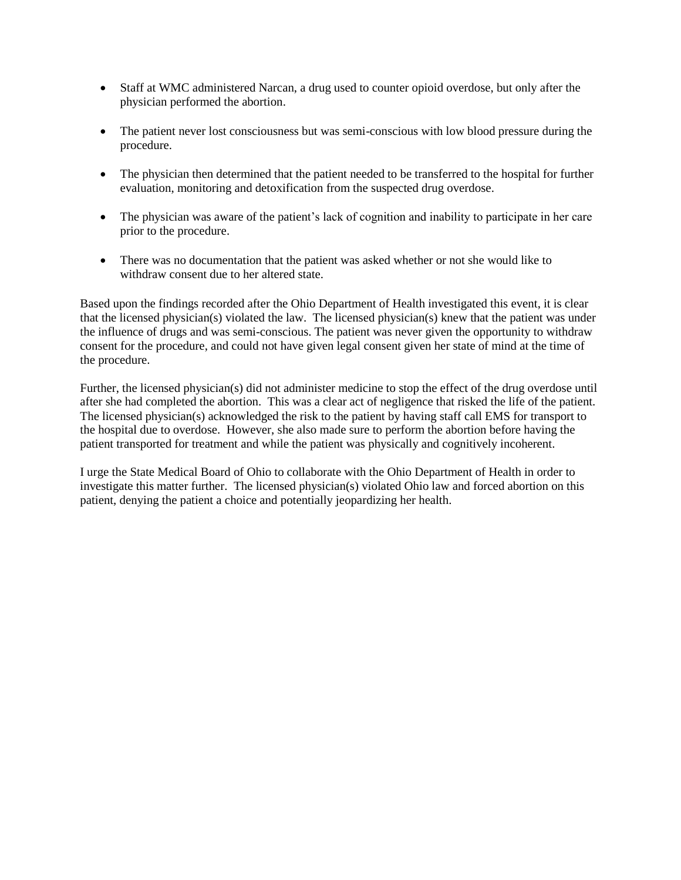- Staff at WMC administered Narcan, a drug used to counter opioid overdose, but only after the physician performed the abortion.

- The patient never lost consciousness but was semi-conscious with low blood pressure during the procedure.

- The physician then determined that the patient needed to be transferred to the hospital for further evaluation, monitoring and detoxification from the suspected drug overdose.

- The physician was aware of the patient's lack of cognition and inability to participate in her care prior to the procedure.

- There was no documentation that the patient was asked whether or not she would like to withdraw consent due to her altered state.

Based upon the findings recorded after the Ohio Department of Health investigated this event, it is clear that the licensed physician(s) violated the law. The licensed physician(s) knew that the patient was under the influence of drugs and was semi-conscious. The patient was never given the opportunity to withdraw consent for the procedure, and could not have given legal consent given her state of mind at the time of the procedure.

Further, the licensed physician(s) did not administer medicine to stop the effect of the drug overdose until after she had completed the abortion. This was a clear act of negligence that risked the life of the patient. The licensed physician(s) acknowledged the risk to the patient by having staff call EMS for transport to the hospital due to overdose. However, she also made sure to perform the abortion before having the patient transported for treatment and while the patient was physically and cognitively incoherent.

I urge the State Medical Board of Ohio to collaborate with the Ohio Department of Health in order to investigate this matter further. The licensed physician(s) violated Ohio law and forced abortion on this patient, denying the patient a choice and potentially jeopardizing her health.